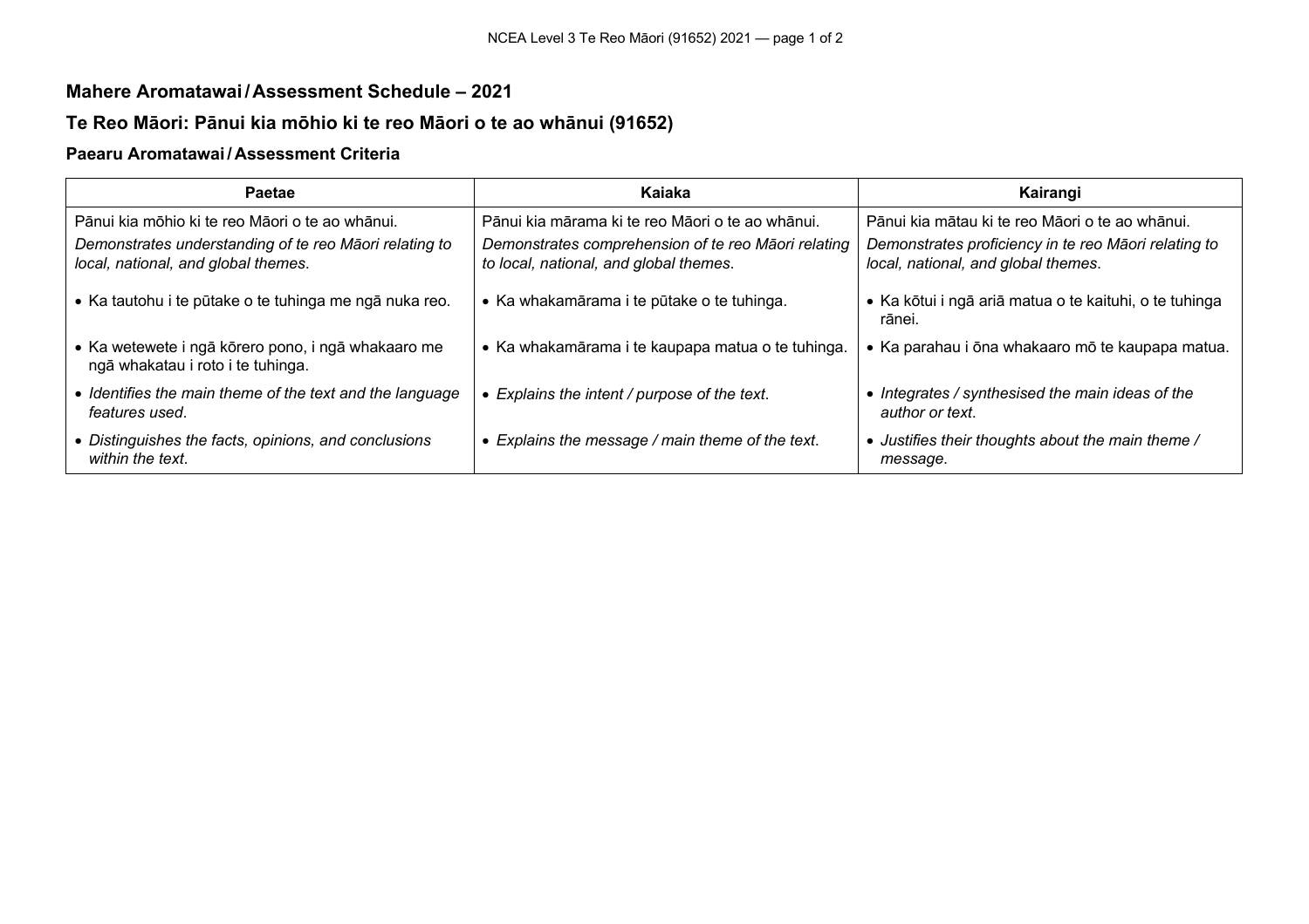## Mahere Aromatawai / Assessment Schedule – 2021

## Te Reo Māori: Pānui kia mōhio ki te reo Māori o te ao whānui (91652)

### Paearu Aromatawai / Assessment Criteria

| Paetae | Kaiaka | Kairangi |
|---|---|---|
| Pānui kia mōhio ki te reo Māori o te ao whānui.<br>*Demonstrates understanding of te reo Māori relating to local, national, and global themes.* | Pānui kia mārama ki te reo Māori o te ao whānui.<br>*Demonstrates comprehension of te reo Māori relating to local, national, and global themes.* | Pānui kia mātau ki te reo Māori o te ao whānui.<br>*Demonstrates proficiency in te reo Māori relating to local, national, and global themes.* |
| • Ka tautohu i te pūtake o te tuhinga me ngā nuka reo. | • Ka whakamārama i te pūtake o te tuhinga. | • Ka kōtui i ngā ariā matua o te kaituhi, o te tuhinga rānei. |
| • Ka wetewete i ngā kōrero pono, i ngā whakaaro me ngā whakatau i roto i te tuhinga. | • Ka whakamārama i te kaupapa matua o te tuhinga. | • Ka parahau i ōna whakaaro mō te kaupapa matua. |
| • *Identifies the main theme of the text and the language features used.* | • *Explains the intent / purpose of the text.* | • *Integrates / synthesised the main ideas of the author or text.* |
| • *Distinguishes the facts, opinions, and conclusions within the text.* | • *Explains the message / main theme of the text.* | • *Justifies their thoughts about the main theme / message.* |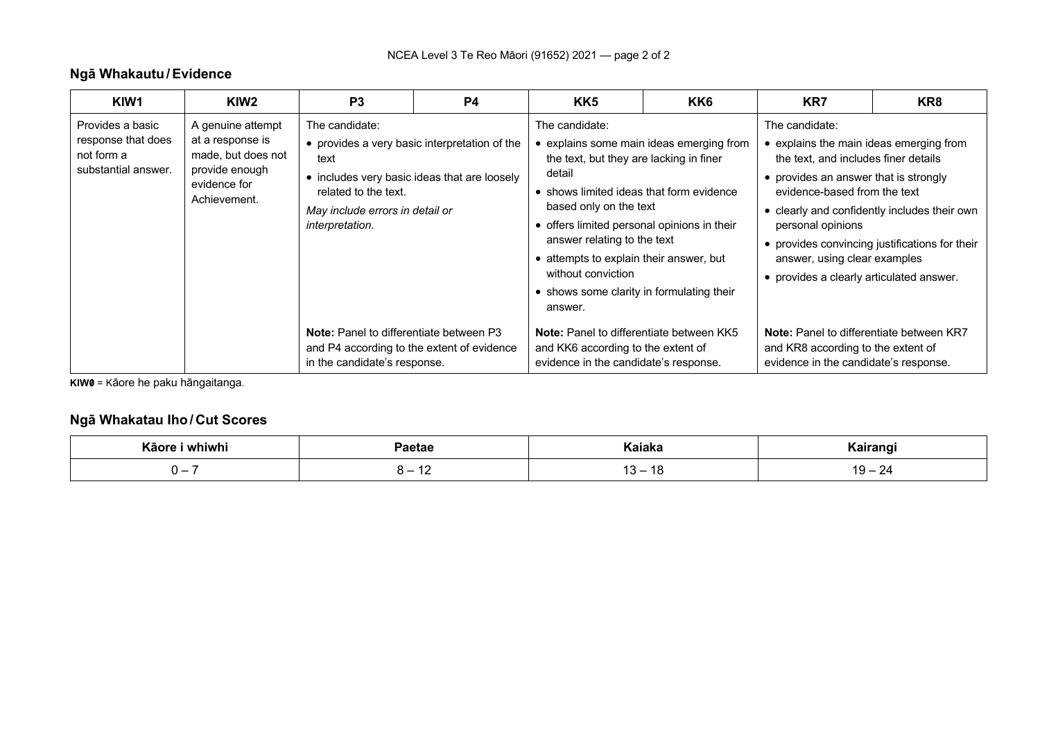## Ngā Whakautu / Evidence

| KIW1 | KIW2 | P3 | P4 | KK5 | KK6 | KR7 | KR8 |
|---|---|---|---|---|---|---|---|
| Provides a basic response that does not form a substantial answer. | A genuine attempt at a response is made, but does not provide enough evidence for Achievement. | The candidate:<br>• provides a very basic interpretation of the text<br>• includes very basic ideas that are loosely related to the text.<br>*May include errors in detail or interpretation.*<br><br>**Note:** Panel to differentiate between P3 and P4 according to the extent of evidence in the candidate's response. | | The candidate:<br>• explains some main ideas emerging from the text, but they are lacking in finer detail<br>• shows limited ideas that form evidence based only on the text<br>• offers limited personal opinions in their answer relating to the text<br>• attempts to explain their answer, but without conviction<br>• shows some clarity in formulating their answer.<br><br>**Note:** Panel to differentiate between KK5 and KK6 according to the extent of evidence in the candidate's response. | | The candidate:<br>• explains the main ideas emerging from the text, and includes finer details<br>• provides an answer that is strongly evidence-based from the text<br>• clearly and confidently includes their own personal opinions<br>• provides convincing justifications for their answer, using clear examples<br>• provides a clearly articulated answer.<br><br>**Note:** Panel to differentiate between KR7 and KR8 according to the extent of evidence in the candidate's response. | |

**KIW0** = Kāore he paku hāngaitanga.

## Ngā Whakatau Iho / Cut Scores

| Kāore i whiwhi | Paetae | Kaiaka | Kairangi |
|---|---|---|---|
| 0 – 7 | 8 – 12 | 13 – 18 | 19 – 24 |